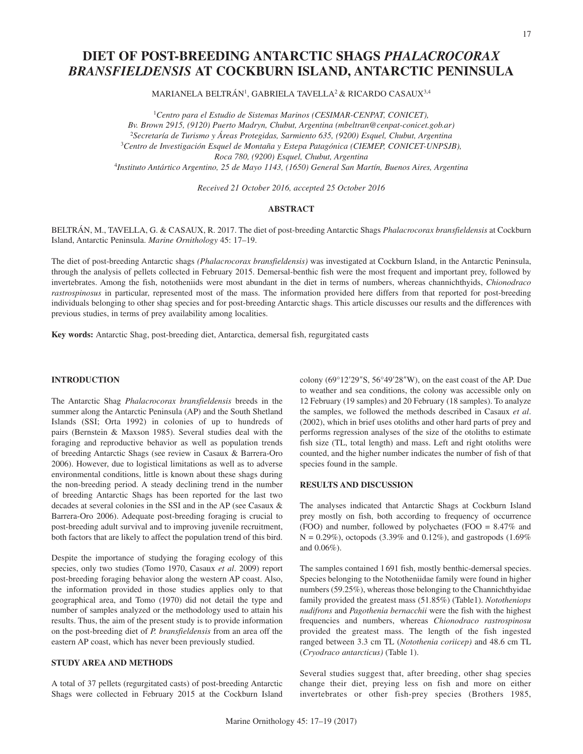# DIET OF POST-BREEDING ANTARCTIC SHAGS *PHALACROCORAX BRANSFIELDENSIS* AT COCKBURN ISLAND, ANTARCTIC PENINSULA

MARIANELA BELTRÁN[1], GABRIELA TAVELLA[2] & RICARDO CASAUX[3,4]

[1]*Centro para el Estudio de Sistemas Marinos (CESIMAR-CENPAT, CONICET), Bv. Brown 2915, (9120) Puerto Madryn, Chubut, Argentina (mbeltran@cenpat-conicet.gob.ar)*
[2]*Secretaría de Turismo y Áreas Protegidas, Sarmiento 635, (9200) Esquel, Chubut, Argentina*
[3]*Centro de Investigación Esquel de Montaña y Estepa Patagónica (CIEMEP, CONICET-UNPSJB), Roca 780, (9200) Esquel, Chubut, Argentina*
[4]*Instituto Antártico Argentino, 25 de Mayo 1143, (1650) General San Martín, Buenos Aires, Argentina*

*Received 21 October 2016, accepted 25 October 2016*

## ABSTRACT

BELTRÁN, M., TAVELLA, G. & CASAUX, R. 2017. The diet of post-breeding Antarctic Shags *Phalacrocorax bransfieldensis* at Cockburn Island, Antarctic Peninsula. *Marine Ornithology* 45: 17–19.

The diet of post-breeding Antarctic shags *(Phalacrocorax bransfieldensis)* was investigated at Cockburn Island, in the Antarctic Peninsula, through the analysis of pellets collected in February 2015. Demersal-benthic fish were the most frequent and important prey, followed by invertebrates. Among the fish, nototheniids were most abundant in the diet in terms of numbers, whereas channichthyids, *Chionodraco rastrospinosus* in particular, represented most of the mass. The information provided here differs from that reported for post-breeding individuals belonging to other shag species and for post-breeding Antarctic shags. This article discusses our results and the differences with previous studies, in terms of prey availability among localities.

**Key words:** Antarctic Shag, post-breeding diet, Antarctica, demersal fish, regurgitated casts

## INTRODUCTION

The Antarctic Shag *Phalacrocorax bransfieldensis* breeds in the summer along the Antarctic Peninsula (AP) and the South Shetland Islands (SSI; Orta 1992) in colonies of up to hundreds of pairs (Bernstein & Maxson 1985). Several studies deal with the foraging and reproductive behavior as well as population trends of breeding Antarctic Shags (see review in Casaux & Barrera-Oro 2006). However, due to logistical limitations as well as to adverse environmental conditions, little is known about these shags during the non-breeding period. A steady declining trend in the number of breeding Antarctic Shags has been reported for the last two decades at several colonies in the SSI and in the AP (see Casaux & Barrera-Oro 2006). Adequate post-breeding foraging is crucial to post-breeding adult survival and to improving juvenile recruitment, both factors that are likely to affect the population trend of this bird.

Despite the importance of studying the foraging ecology of this species, only two studies (Tomo 1970, Casaux *et al*. 2009) report post-breeding foraging behavior along the western AP coast. Also, the information provided in those studies applies only to that geographical area, and Tomo (1970) did not detail the type and number of samples analyzed or the methodology used to attain his results. Thus, the aim of the present study is to provide information on the post-breeding diet of *P. bransfieldensis* from an area off the eastern AP coast, which has never been previously studied.

## STUDY AREA AND METHODS

A total of 37 pellets (regurgitated casts) of post-breeding Antarctic Shags were collected in February 2015 at the Cockburn Island colony (69°12′29″S, 56°49′28″W), on the east coast of the AP. Due to weather and sea conditions, the colony was accessible only on 12 February (19 samples) and 20 February (18 samples). To analyze the samples, we followed the methods described in Casaux *et al*. (2002), which in brief uses otoliths and other hard parts of prey and performs regression analyses of the size of the otoliths to estimate fish size (TL, total length) and mass. Left and right otoliths were counted, and the higher number indicates the number of fish of that species found in the sample.

## RESULTS AND DISCUSSION

The analyses indicated that Antarctic Shags at Cockburn Island prey mostly on fish, both according to frequency of occurrence (FOO) and number, followed by polychaetes (FOO = 8.47% and N = 0.29%), octopods (3.39% and 0.12%), and gastropods (1.69% and 0.06%).

The samples contained 1 691 fish, mostly benthic-demersal species. Species belonging to the Nototheniidae family were found in higher numbers (59.25%), whereas those belonging to the Channichthyidae family provided the greatest mass (51.85%) (Table1). *Nototheniops nudifrons* and *Pagothenia bernacchii* were the fish with the highest frequencies and numbers, whereas *Chionodraco rastrospinosu* provided the greatest mass. The length of the fish ingested ranged between 3.3 cm TL (*Notothenia coriicep)* and 48.6 cm TL (*Cryodraco antarcticus)* (Table 1).

Several studies suggest that, after breeding, other shag species change their diet, preying less on fish and more on either invertebrates or other fish-prey species (Brothers 1985,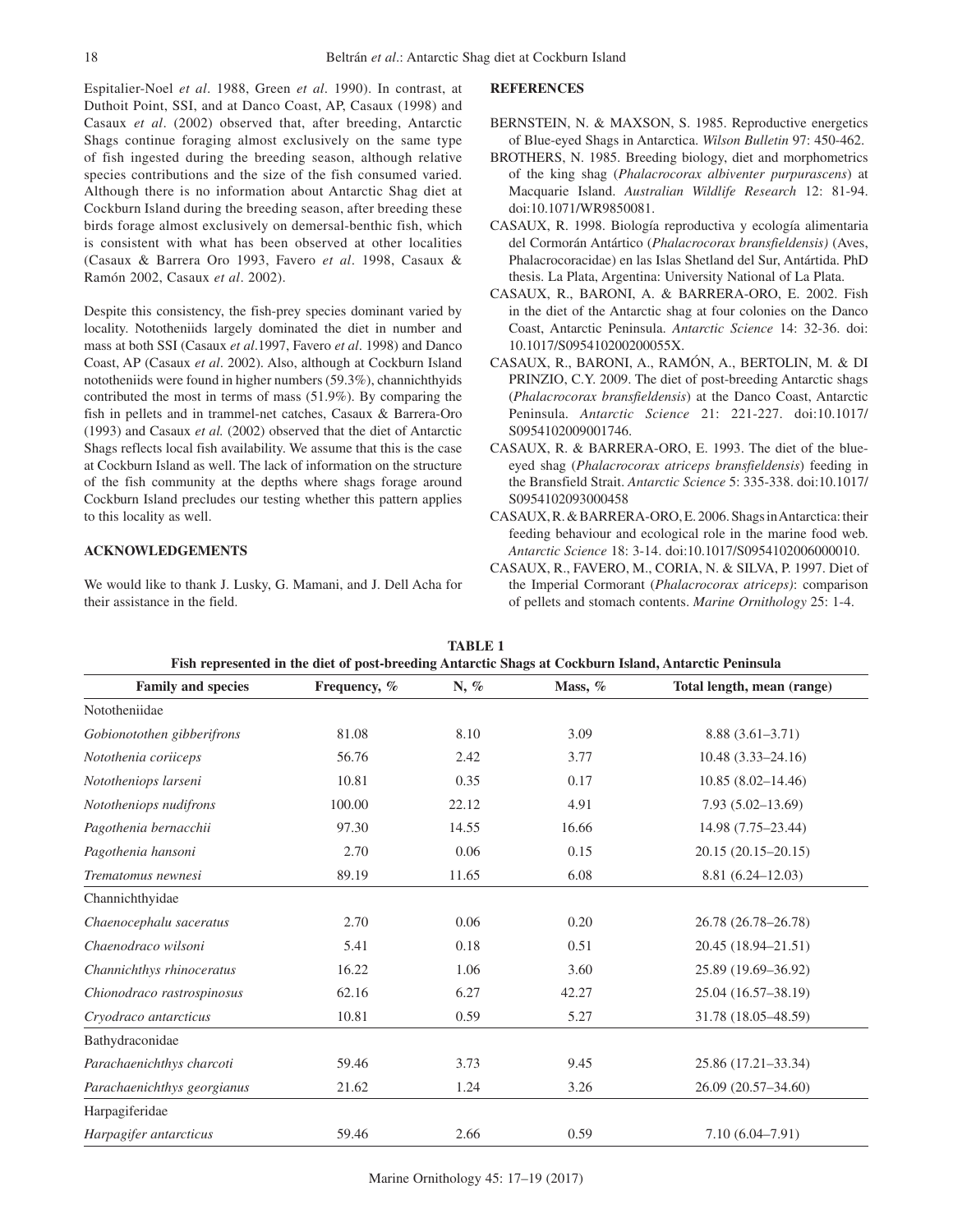Espitalier-Noel *et al*. 1988, Green *et al*. 1990). In contrast, at Duthoit Point, SSI, and at Danco Coast, AP, Casaux (1998) and Casaux *et al*. (2002) observed that, after breeding, Antarctic Shags continue foraging almost exclusively on the same type of fish ingested during the breeding season, although relative species contributions and the size of the fish consumed varied. Although there is no information about Antarctic Shag diet at Cockburn Island during the breeding season, after breeding these birds forage almost exclusively on demersal-benthic fish, which is consistent with what has been observed at other localities (Casaux & Barrera Oro 1993, Favero *et al*. 1998, Casaux & Ramón 2002, Casaux *et al*. 2002).

Despite this consistency, the fish-prey species dominant varied by locality. Nototheniids largely dominated the diet in number and mass at both SSI (Casaux *et al*.1997, Favero *et al*. 1998) and Danco Coast, AP (Casaux *et al*. 2002). Also, although at Cockburn Island nototheniids were found in higher numbers (59.3%), channichthyids contributed the most in terms of mass (51.9%). By comparing the fish in pellets and in trammel-net catches, Casaux & Barrera-Oro (1993) and Casaux *et al.* (2002) observed that the diet of Antarctic Shags reflects local fish availability. We assume that this is the case at Cockburn Island as well. The lack of information on the structure of the fish community at the depths where shags forage around Cockburn Island precludes our testing whether this pattern applies to this locality as well.

## ACKNOWLEDGEMENTS

We would like to thank J. Lusky, G. Mamani, and J. Dell Acha for their assistance in the field.

## REFERENCES

BERNSTEIN, N. & MAXSON, S. 1985. Reproductive energetics of Blue-eyed Shags in Antarctica. *Wilson Bulletin* 97: 450-462.

BROTHERS, N. 1985. Breeding biology, diet and morphometrics of the king shag (*Phalacrocorax albiventer purpurascens*) at Macquarie Island. *Australian Wildlife Research* 12: 81-94. doi:10.1071/WR9850081.

CASAUX, R. 1998. Biología reproductiva y ecología alimentaria del Cormorán Antártico (*Phalacrocorax bransfieldensis)* (Aves, Phalacrocoracidae) en las Islas Shetland del Sur, Antártida. PhD thesis. La Plata, Argentina: University National of La Plata.

CASAUX, R., BARONI, A. & BARRERA-ORO, E. 2002. Fish in the diet of the Antarctic shag at four colonies on the Danco Coast, Antarctic Peninsula. *Antarctic Science* 14: 32-36. doi: 10.1017/S095410200200055X.

CASAUX, R., BARONI, A., RAMÓN, A., BERTOLIN, M. & DI PRINZIO, C.Y. 2009. The diet of post-breeding Antarctic shags (*Phalacrocorax bransfieldensis*) at the Danco Coast, Antarctic Peninsula. *Antarctic Science* 21: 221-227. doi:10.1017/S0954102009001746.

CASAUX, R. & BARRERA-ORO, E. 1993. The diet of the blue-eyed shag (*Phalacrocorax atriceps bransfieldensis*) feeding in the Bransfield Strait. *Antarctic Science* 5: 335-338. doi:10.1017/S0954102093000458

CASAUX, R. & BARRERA-ORO, E. 2006. Shags in Antarctica: their feeding behaviour and ecological role in the marine food web. *Antarctic Science* 18: 3-14. doi:10.1017/S0954102006000010.

CASAUX, R., FAVERO, M., CORIA, N. & SILVA, P. 1997. Diet of the Imperial Cormorant (*Phalacrocorax atriceps)*: comparison of pellets and stomach contents. *Marine Ornithology* 25: 1-4.

**TABLE 1**
**Fish represented in the diet of post-breeding Antarctic Shags at Cockburn Island, Antarctic Peninsula**

| Family and species | Frequency, % | N, % | Mass, % | Total length, mean (range) |
|---|---|---|---|---|
| Nototheniidae | | | | |
| *Gobionotothen gibberifrons* | 81.08 | 8.10 | 3.09 | 8.88 (3.61–3.71) |
| *Notothenia coriiceps* | 56.76 | 2.42 | 3.77 | 10.48 (3.33–24.16) |
| *Nototheniops larseni* | 10.81 | 0.35 | 0.17 | 10.85 (8.02–14.46) |
| *Nototheniops nudifrons* | 100.00 | 22.12 | 4.91 | 7.93 (5.02–13.69) |
| *Pagothenia bernacchii* | 97.30 | 14.55 | 16.66 | 14.98 (7.75–23.44) |
| *Pagothenia hansoni* | 2.70 | 0.06 | 0.15 | 20.15 (20.15–20.15) |
| *Trematomus newnesi* | 89.19 | 11.65 | 6.08 | 8.81 (6.24–12.03) |
| Channichthyidae | | | | |
| *Chaenocephalu saceratus* | 2.70 | 0.06 | 0.20 | 26.78 (26.78–26.78) |
| *Chaenodraco wilsoni* | 5.41 | 0.18 | 0.51 | 20.45 (18.94–21.51) |
| *Channichthys rhinoceratus* | 16.22 | 1.06 | 3.60 | 25.89 (19.69–36.92) |
| *Chionodraco rastrospinosus* | 62.16 | 6.27 | 42.27 | 25.04 (16.57–38.19) |
| *Cryodraco antarcticus* | 10.81 | 0.59 | 5.27 | 31.78 (18.05–48.59) |
| Bathydraconidae | | | | |
| *Parachaenichthys charcoti* | 59.46 | 3.73 | 9.45 | 25.86 (17.21–33.34) |
| *Parachaenichthys georgianus* | 21.62 | 1.24 | 3.26 | 26.09 (20.57–34.60) |
| Harpagiferidae | | | | |
| *Harpagifer antarcticus* | 59.46 | 2.66 | 0.59 | 7.10 (6.04–7.91) |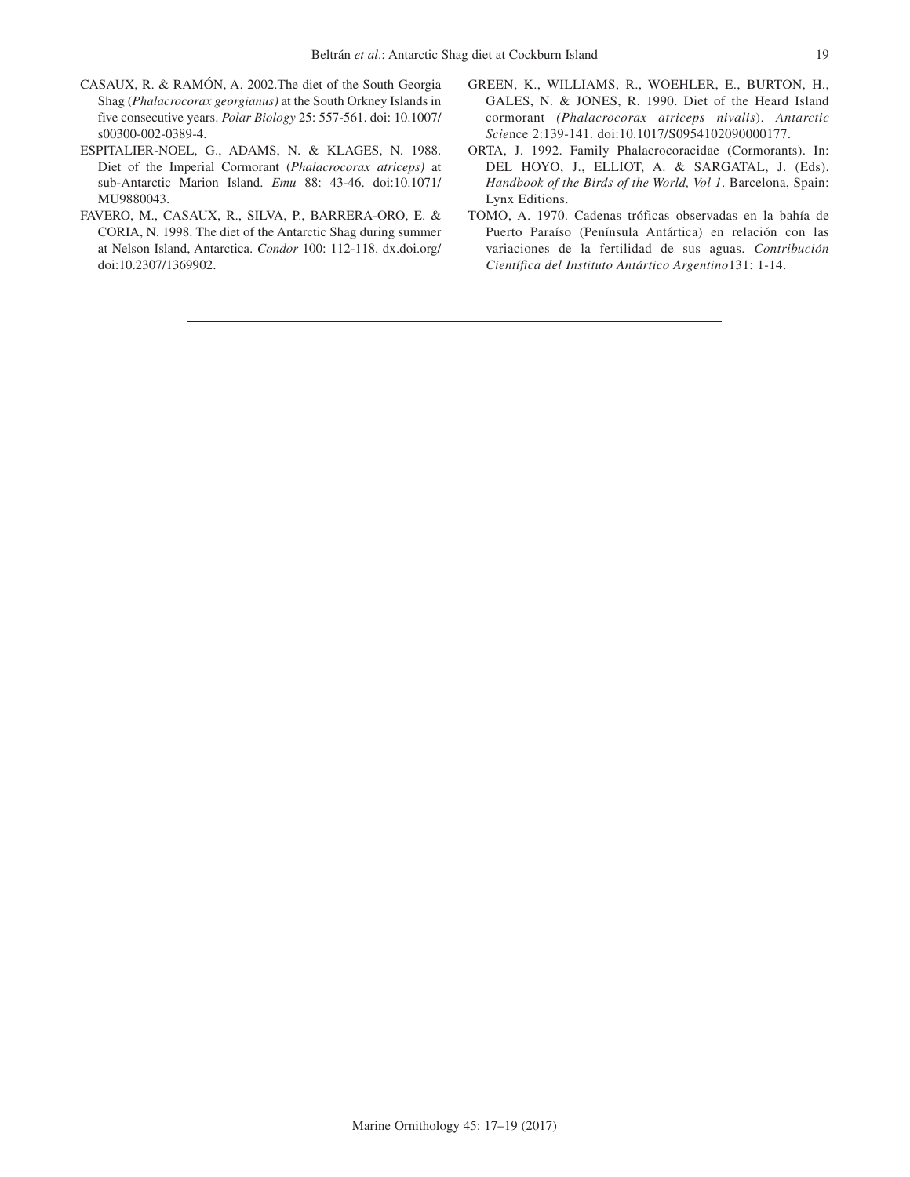CASAUX, R. & RAMÓN, A. 2002.The diet of the South Georgia Shag (*Phalacrocorax georgianus)* at the South Orkney Islands in five consecutive years. *Polar Biology* 25: 557-561. doi: 10.1007/s00300-002-0389-4.

ESPITALIER-NOEL, G., ADAMS, N. & KLAGES, N. 1988. Diet of the Imperial Cormorant (*Phalacrocorax atriceps)* at sub-Antarctic Marion Island. *Emu* 88: 43-46. doi:10.1071/MU9880043.

FAVERO, M., CASAUX, R., SILVA, P., BARRERA-ORO, E. & CORIA, N. 1998. The diet of the Antarctic Shag during summer at Nelson Island, Antarctica. *Condor* 100: 112-118. dx.doi.org/doi:10.2307/1369902.

GREEN, K., WILLIAMS, R., WOEHLER, E., BURTON, H., GALES, N. & JONES, R. 1990. Diet of the Heard Island cormorant *(Phalacrocorax atriceps nivalis*). *Antarctic Scie*nce 2:139-141. doi:10.1017/S0954102090000177.

ORTA, J. 1992. Family Phalacrocoracidae (Cormorants). In: DEL HOYO, J., ELLIOT, A. & SARGATAL, J. (Eds). *Handbook of the Birds of the World, Vol 1*. Barcelona, Spain: Lynx Editions.

TOMO, A. 1970. Cadenas tróficas observadas en la bahía de Puerto Paraíso (Península Antártica) en relación con las variaciones de la fertilidad de sus aguas. *Contribución Científica del Instituto Antártico Argentino*131: 1-14.